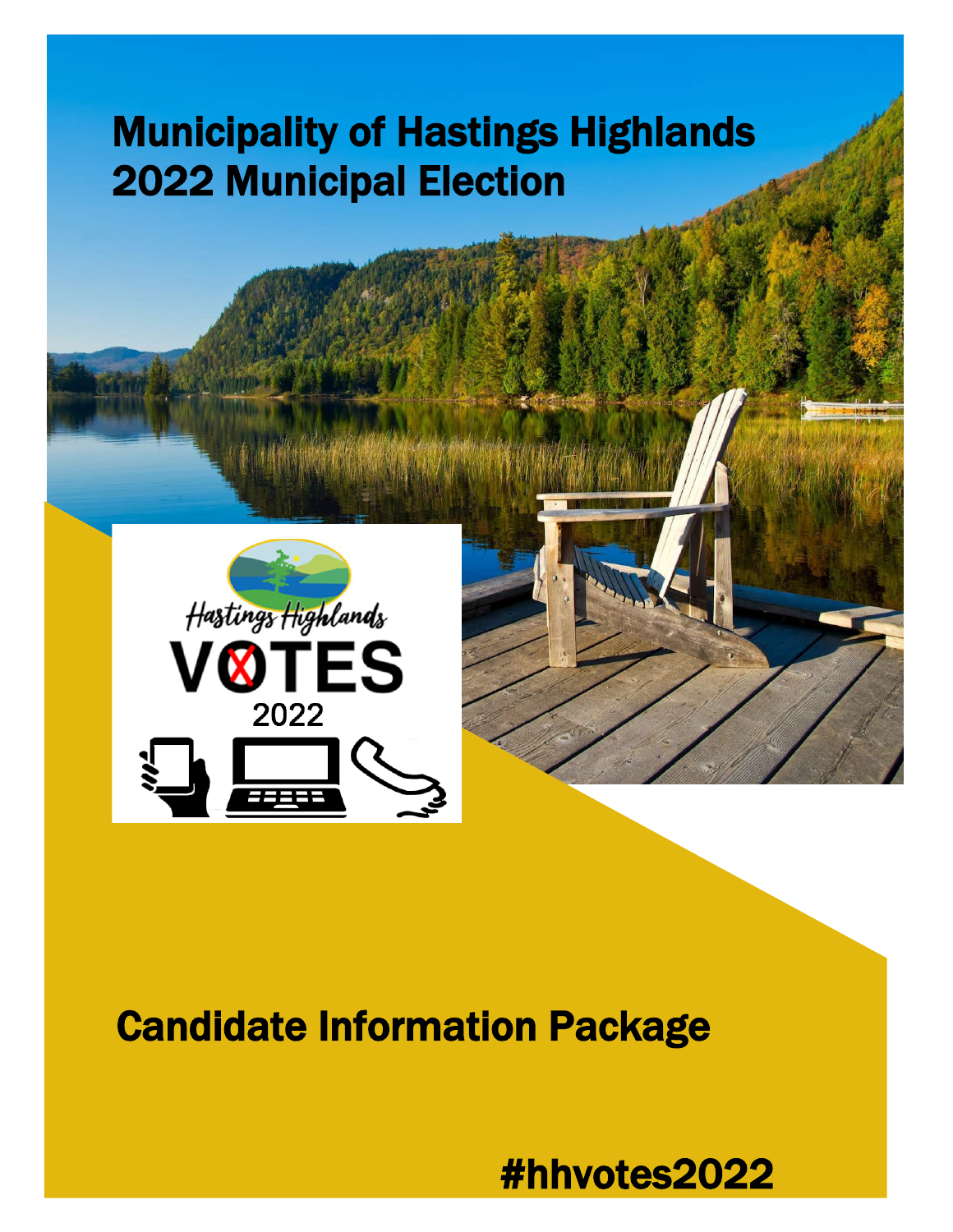# Municipality of Hastings Highlands
# 2022 Municipal Election

Hastings Highlands VOTES 2022

# Candidate Information Package

#hhvotes2022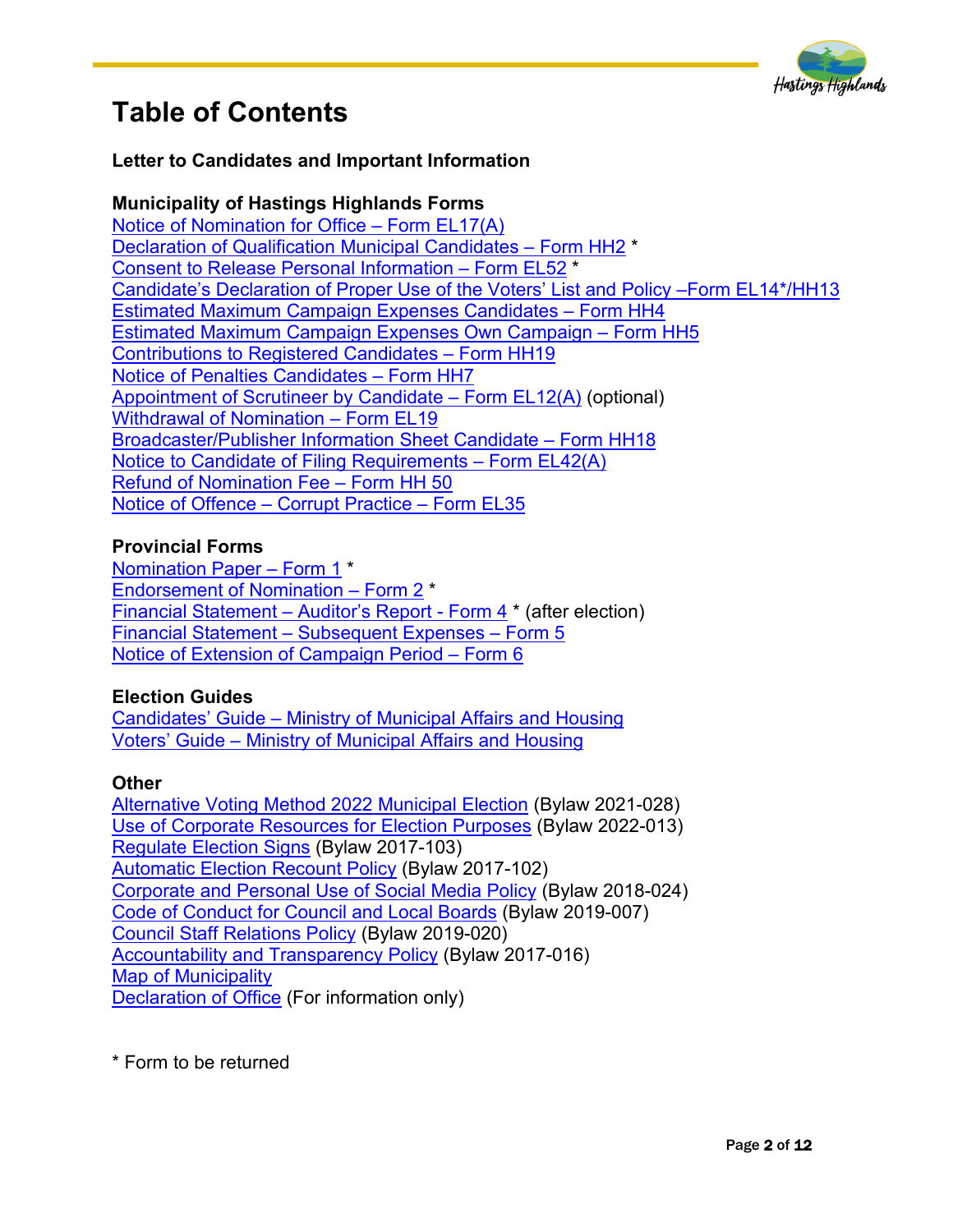# Table of Contents

**Letter to Candidates and Important Information**

**Municipality of Hastings Highlands Forms**

Notice of Nomination for Office – Form EL17(A)
Declaration of Qualification Municipal Candidates – Form HH2 *
Consent to Release Personal Information – Form EL52 *
Candidate's Declaration of Proper Use of the Voters' List and Policy –Form EL14*/HH13
Estimated Maximum Campaign Expenses Candidates – Form HH4
Estimated Maximum Campaign Expenses Own Campaign – Form HH5
Contributions to Registered Candidates – Form HH19
Notice of Penalties Candidates – Form HH7
Appointment of Scrutineer by Candidate – Form EL12(A) (optional)
Withdrawal of Nomination – Form EL19
Broadcaster/Publisher Information Sheet Candidate – Form HH18
Notice to Candidate of Filing Requirements – Form EL42(A)
Refund of Nomination Fee – Form HH 50
Notice of Offence – Corrupt Practice – Form EL35

**Provincial Forms**

Nomination Paper – Form 1 *
Endorsement of Nomination – Form 2 *
Financial Statement – Auditor's Report - Form 4 * (after election)
Financial Statement – Subsequent Expenses – Form 5
Notice of Extension of Campaign Period – Form 6

**Election Guides**

Candidates' Guide – Ministry of Municipal Affairs and Housing
Voters' Guide – Ministry of Municipal Affairs and Housing

**Other**

Alternative Voting Method 2022 Municipal Election (Bylaw 2021-028)
Use of Corporate Resources for Election Purposes (Bylaw 2022-013)
Regulate Election Signs (Bylaw 2017-103)
Automatic Election Recount Policy (Bylaw 2017-102)
Corporate and Personal Use of Social Media Policy (Bylaw 2018-024)
Code of Conduct for Council and Local Boards (Bylaw 2019-007)
Council Staff Relations Policy (Bylaw 2019-020)
Accountability and Transparency Policy (Bylaw 2017-016)
Map of Municipality
Declaration of Office (For information only)

* Form to be returned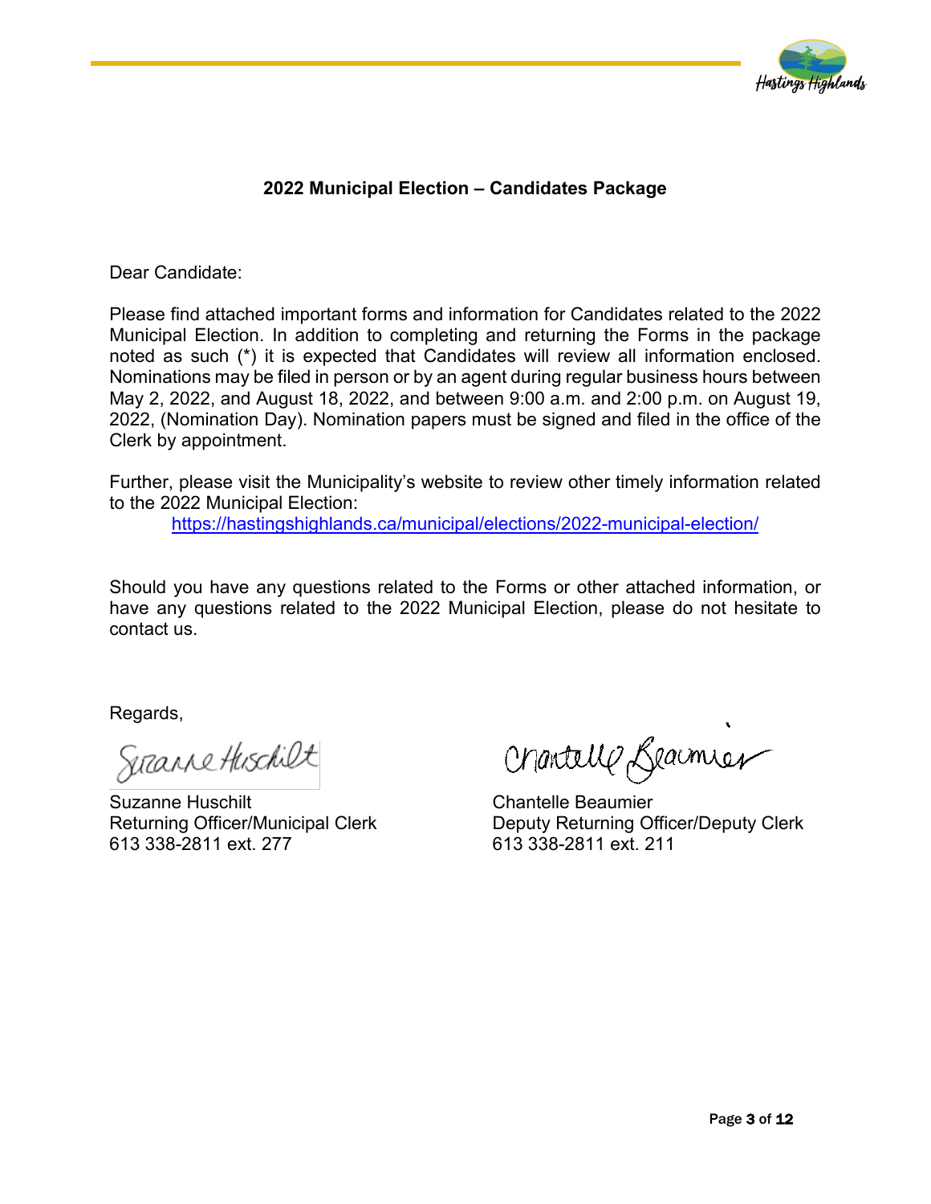## 2022 Municipal Election – Candidates Package

Dear Candidate:

Please find attached important forms and information for Candidates related to the 2022 Municipal Election. In addition to completing and returning the Forms in the package noted as such (*) it is expected that Candidates will review all information enclosed. Nominations may be filed in person or by an agent during regular business hours between May 2, 2022, and August 18, 2022, and between 9:00 a.m. and 2:00 p.m. on August 19, 2022, (Nomination Day). Nomination papers must be signed and filed in the office of the Clerk by appointment.

Further, please visit the Municipality's website to review other timely information related to the 2022 Municipal Election:
[https://hastingshighlands.ca/municipal/elections/2022-municipal-election/](https://hastingshighlands.ca/municipal/elections/2022-municipal-election/)

Should you have any questions related to the Forms or other attached information, or have any questions related to the 2022 Municipal Election, please do not hesitate to contact us.

Regards,

Suzanne Huschilt
Returning Officer/Municipal Clerk
613 338-2811 ext. 277

Chantelle Beaumier
Deputy Returning Officer/Deputy Clerk
613 338-2811 ext. 211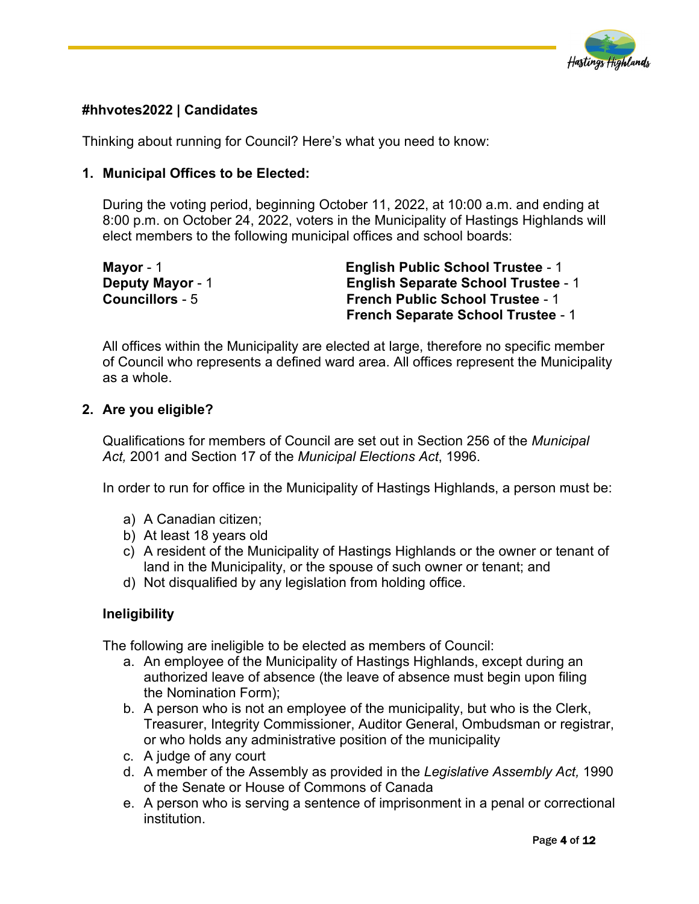**#hhvotes2022 | Candidates**

Thinking about running for Council? Here's what you need to know:

**1. Municipal Offices to be Elected:**

During the voting period, beginning October 11, 2022, at 10:00 a.m. and ending at 8:00 p.m. on October 24, 2022, voters in the Municipality of Hastings Highlands will elect members to the following municipal offices and school boards:

**Mayor** - 1
**Deputy Mayor** - 1
**Councillors** - 5

**English Public School Trustee** - 1
**English Separate School Trustee** - 1
**French Public School Trustee** - 1
**French Separate School Trustee** - 1

All offices within the Municipality are elected at large, therefore no specific member of Council who represents a defined ward area. All offices represent the Municipality as a whole.

**2. Are you eligible?**

Qualifications for members of Council are set out in Section 256 of the *Municipal Act,* 2001 and Section 17 of the *Municipal Elections Act*, 1996.

In order to run for office in the Municipality of Hastings Highlands, a person must be:

a) A Canadian citizen;
b) At least 18 years old
c) A resident of the Municipality of Hastings Highlands or the owner or tenant of land in the Municipality, or the spouse of such owner or tenant; and
d) Not disqualified by any legislation from holding office.

**Ineligibility**

The following are ineligible to be elected as members of Council:

a. An employee of the Municipality of Hastings Highlands, except during an authorized leave of absence (the leave of absence must begin upon filing the Nomination Form);
b. A person who is not an employee of the municipality, but who is the Clerk, Treasurer, Integrity Commissioner, Auditor General, Ombudsman or registrar, or who holds any administrative position of the municipality
c. A judge of any court
d. A member of the Assembly as provided in the *Legislative Assembly Act,* 1990 of the Senate or House of Commons of Canada
e. A person who is serving a sentence of imprisonment in a penal or correctional institution.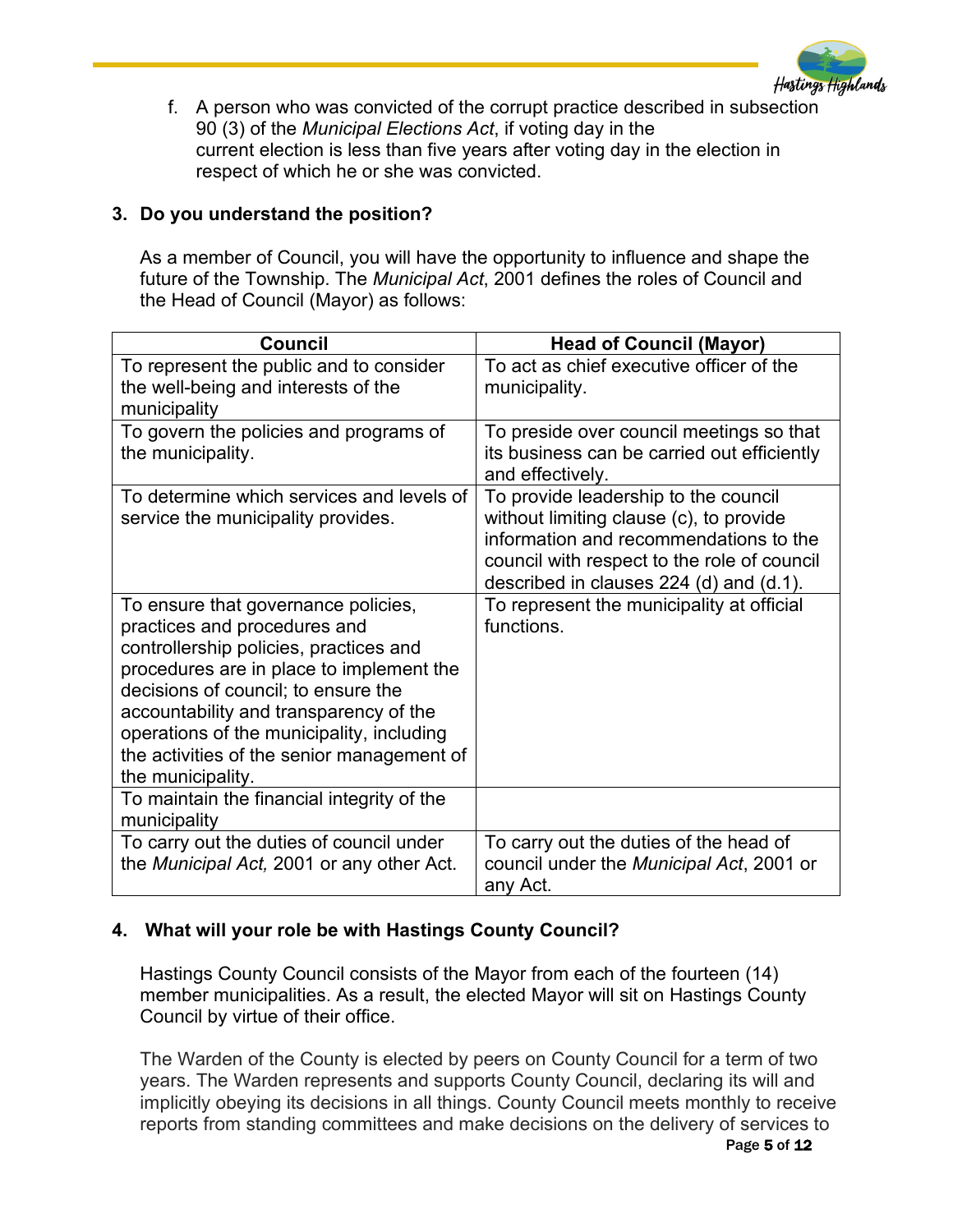f. A person who was convicted of the corrupt practice described in subsection 90 (3) of the *Municipal Elections Act*, if voting day in the current election is less than five years after voting day in the election in respect of which he or she was convicted.

### 3. Do you understand the position?

As a member of Council, you will have the opportunity to influence and shape the future of the Township. The *Municipal Act*, 2001 defines the roles of Council and the Head of Council (Mayor) as follows:

| Council | Head of Council (Mayor) |
|---|---|
| To represent the public and to consider the well-being and interests of the municipality | To act as chief executive officer of the municipality. |
| To govern the policies and programs of the municipality. | To preside over council meetings so that its business can be carried out efficiently and effectively. |
| To determine which services and levels of service the municipality provides. | To provide leadership to the council without limiting clause (c), to provide information and recommendations to the council with respect to the role of council described in clauses 224 (d) and (d.1). |
| To ensure that governance policies, practices and procedures and controllership policies, practices and procedures are in place to implement the decisions of council; to ensure the accountability and transparency of the operations of the municipality, including the activities of the senior management of the municipality. | To represent the municipality at official functions. |
| To maintain the financial integrity of the municipality | |
| To carry out the duties of council under the *Municipal Act,* 2001 or any other Act. | To carry out the duties of the head of council under the *Municipal Act*, 2001 or any Act. |

### 4. What will your role be with Hastings County Council?

Hastings County Council consists of the Mayor from each of the fourteen (14) member municipalities. As a result, the elected Mayor will sit on Hastings County Council by virtue of their office.

The Warden of the County is elected by peers on County Council for a term of two years. The Warden represents and supports County Council, declaring its will and implicitly obeying its decisions in all things. County Council meets monthly to receive reports from standing committees and make decisions on the delivery of services to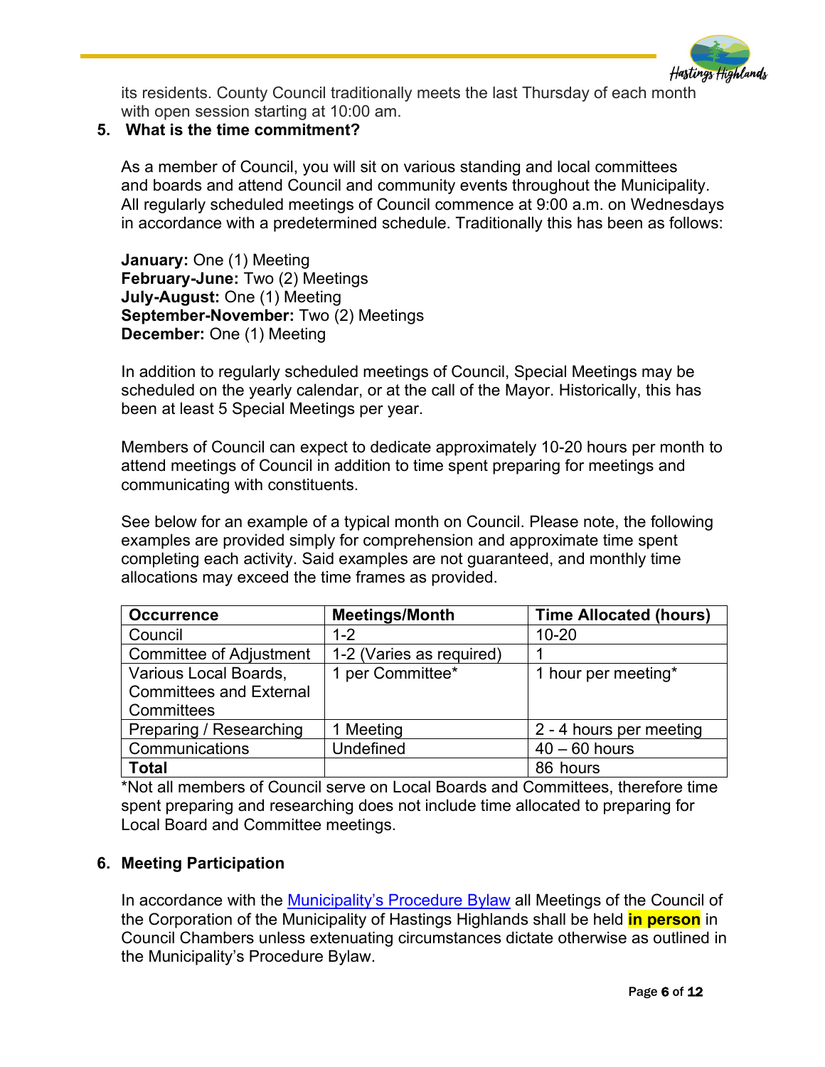its residents. County Council traditionally meets the last Thursday of each month with open session starting at 10:00 am.

5. **What is the time commitment?**

As a member of Council, you will sit on various standing and local committees and boards and attend Council and community events throughout the Municipality. All regularly scheduled meetings of Council commence at 9:00 a.m. on Wednesdays in accordance with a predetermined schedule. Traditionally this has been as follows:

**January:** One (1) Meeting
**February-June:** Two (2) Meetings
**July-August:** One (1) Meeting
**September-November:** Two (2) Meetings
**December:** One (1) Meeting

In addition to regularly scheduled meetings of Council, Special Meetings may be scheduled on the yearly calendar, or at the call of the Mayor. Historically, this has been at least 5 Special Meetings per year.

Members of Council can expect to dedicate approximately 10-20 hours per month to attend meetings of Council in addition to time spent preparing for meetings and communicating with constituents.

See below for an example of a typical month on Council. Please note, the following examples are provided simply for comprehension and approximate time spent completing each activity. Said examples are not guaranteed, and monthly time allocations may exceed the time frames as provided.

| Occurrence | Meetings/Month | Time Allocated (hours) |
|---|---|---|
| Council | 1-2 | 10-20 |
| Committee of Adjustment | 1-2 (Varies as required) | 1 |
| Various Local Boards, Committees and External Committees | 1 per Committee* | 1 hour per meeting* |
| Preparing / Researching | 1 Meeting | 2 - 4 hours per meeting |
| Communications | Undefined | 40 – 60 hours |
| **Total** | | 86 hours |

*Not all members of Council serve on Local Boards and Committees, therefore time spent preparing and researching does not include time allocated to preparing for Local Board and Committee meetings.

6. **Meeting Participation**

In accordance with the Municipality's Procedure Bylaw all Meetings of the Council of the Corporation of the Municipality of Hastings Highlands shall be held **in person** in Council Chambers unless extenuating circumstances dictate otherwise as outlined in the Municipality's Procedure Bylaw.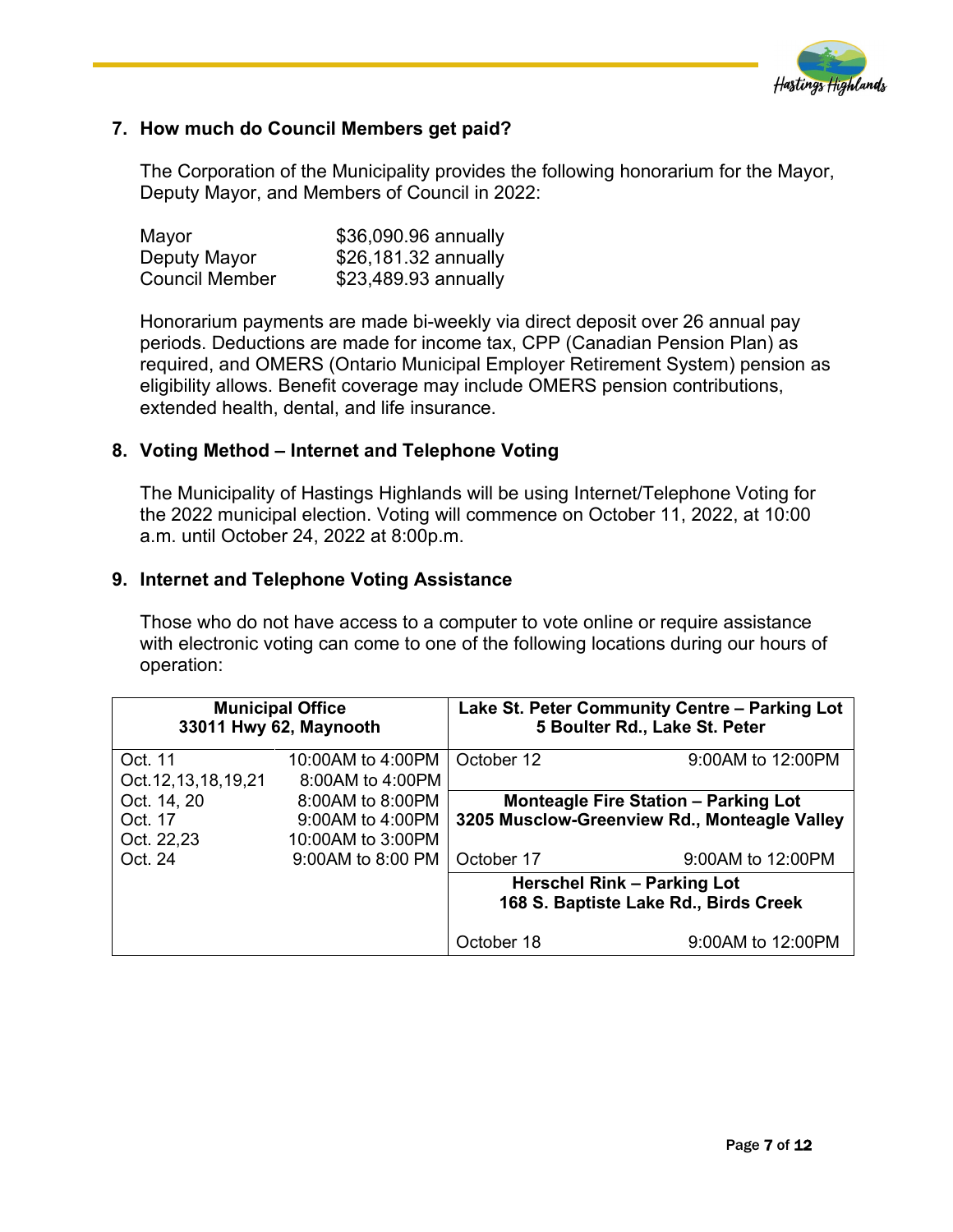## 7. How much do Council Members get paid?

The Corporation of the Municipality provides the following honorarium for the Mayor, Deputy Mayor, and Members of Council in 2022:

| | |
|---|---|
| Mayor | $36,090.96 annually |
| Deputy Mayor | $26,181.32 annually |
| Council Member | $23,489.93 annually |

Honorarium payments are made bi-weekly via direct deposit over 26 annual pay periods. Deductions are made for income tax, CPP (Canadian Pension Plan) as required, and OMERS (Ontario Municipal Employer Retirement System) pension as eligibility allows. Benefit coverage may include OMERS pension contributions, extended health, dental, and life insurance.

## 8. Voting Method – Internet and Telephone Voting

The Municipality of Hastings Highlands will be using Internet/Telephone Voting for the 2022 municipal election. Voting will commence on October 11, 2022, at 10:00 a.m. until October 24, 2022 at 8:00p.m.

## 9. Internet and Telephone Voting Assistance

Those who do not have access to a computer to vote online or require assistance with electronic voting can come to one of the following locations during our hours of operation:

| **Municipal Office**<br>**33011 Hwy 62, Maynooth** | | **Lake St. Peter Community Centre – Parking Lot**<br>**5 Boulter Rd., Lake St. Peter** | |
|---|---|---|---|
| Oct. 11 | 10:00AM to 4:00PM | October 12 | 9:00AM to 12:00PM |
| Oct.12,13,18,19,21 | 8:00AM to 4:00PM | | |
| Oct. 14, 20 | 8:00AM to 8:00PM | **Monteagle Fire Station – Parking Lot**<br>**3205 Musclow-Greenview Rd., Monteagle Valley** | |
| Oct. 17 | 9:00AM to 4:00PM | | |
| Oct. 22,23 | 10:00AM to 3:00PM | | |
| Oct. 24 | 9:00AM to 8:00 PM | October 17 | 9:00AM to 12:00PM |
| | | **Herschel Rink – Parking Lot**<br>**168 S. Baptiste Lake Rd., Birds Creek** | |
| | | October 18 | 9:00AM to 12:00PM |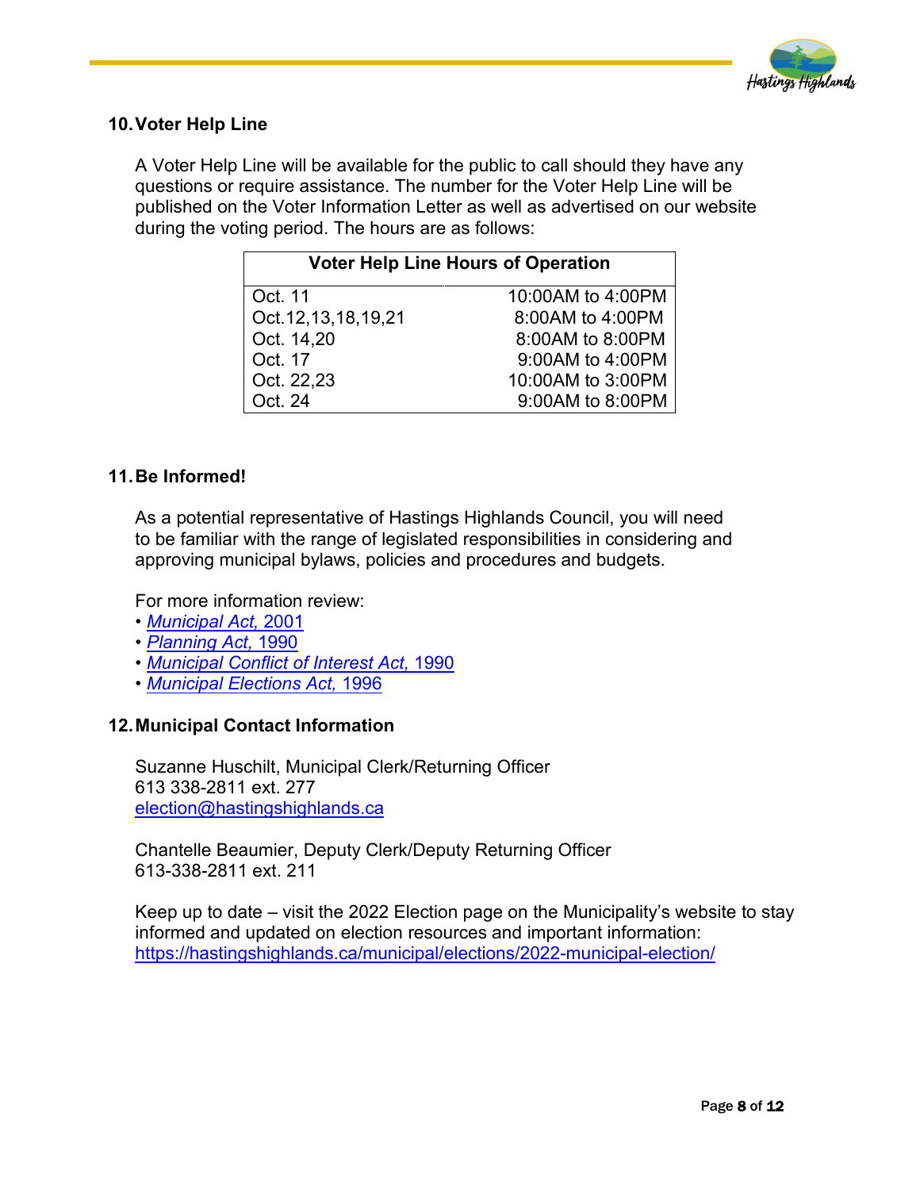## 10. Voter Help Line

A Voter Help Line will be available for the public to call should they have any questions or require assistance. The number for the Voter Help Line will be published on the Voter Information Letter as well as advertised on our website during the voting period. The hours are as follows:

| Voter Help Line Hours of Operation | |
|---|---|
| Oct. 11 | 10:00AM to 4:00PM |
| Oct.12,13,18,19,21 | 8:00AM to 4:00PM |
| Oct. 14,20 | 8:00AM to 8:00PM |
| Oct. 17 | 9:00AM to 4:00PM |
| Oct. 22,23 | 10:00AM to 3:00PM |
| Oct. 24 | 9:00AM to 8:00PM |

## 11. Be Informed!

As a potential representative of Hastings Highlands Council, you will need to be familiar with the range of legislated responsibilities in considering and approving municipal bylaws, policies and procedures and budgets.

For more information review:

- *Municipal Act,* 2001
- *Planning Act,* 1990
- *Municipal Conflict of Interest Act,* 1990
- *Municipal Elections Act,* 1996

## 12. Municipal Contact Information

Suzanne Huschilt, Municipal Clerk/Returning Officer
613 338-2811 ext. 277
election@hastingshighlands.ca

Chantelle Beaumier, Deputy Clerk/Deputy Returning Officer
613-338-2811 ext. 211

Keep up to date – visit the 2022 Election page on the Municipality's website to stay informed and updated on election resources and important information:
https://hastingshighlands.ca/municipal/elections/2022-municipal-election/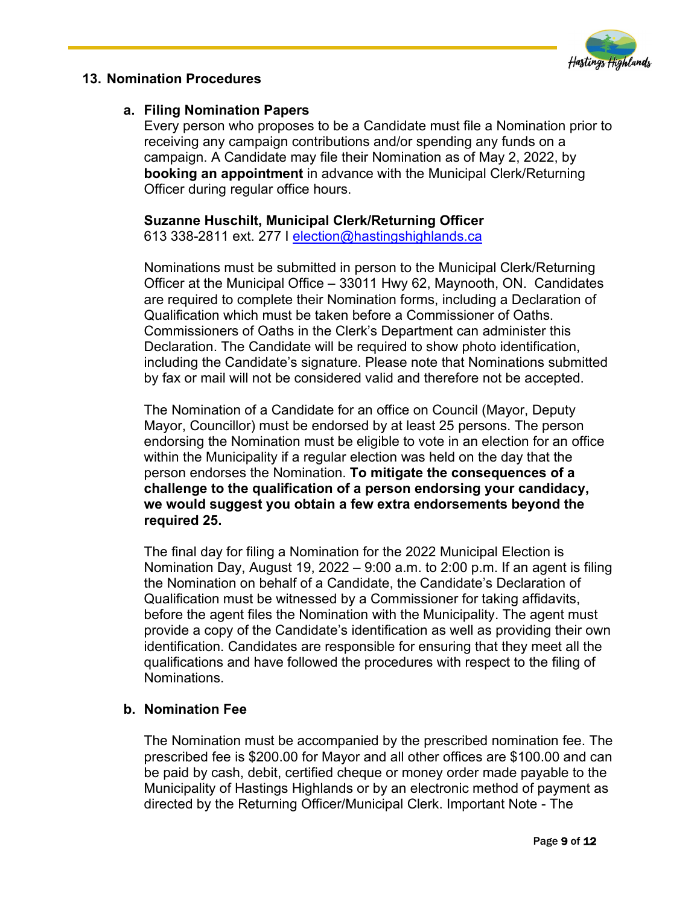## 13. Nomination Procedures

### a. Filing Nomination Papers

Every person who proposes to be a Candidate must file a Nomination prior to receiving any campaign contributions and/or spending any funds on a campaign. A Candidate may file their Nomination as of May 2, 2022, by **booking an appointment** in advance with the Municipal Clerk/Returning Officer during regular office hours.

**Suzanne Huschilt, Municipal Clerk/Returning Officer**
613 338-2811 ext. 277 I election@hastingshighlands.ca

Nominations must be submitted in person to the Municipal Clerk/Returning Officer at the Municipal Office – 33011 Hwy 62, Maynooth, ON. Candidates are required to complete their Nomination forms, including a Declaration of Qualification which must be taken before a Commissioner of Oaths. Commissioners of Oaths in the Clerk's Department can administer this Declaration. The Candidate will be required to show photo identification, including the Candidate's signature. Please note that Nominations submitted by fax or mail will not be considered valid and therefore not be accepted.

The Nomination of a Candidate for an office on Council (Mayor, Deputy Mayor, Councillor) must be endorsed by at least 25 persons. The person endorsing the Nomination must be eligible to vote in an election for an office within the Municipality if a regular election was held on the day that the person endorses the Nomination. **To mitigate the consequences of a challenge to the qualification of a person endorsing your candidacy, we would suggest you obtain a few extra endorsements beyond the required 25.**

The final day for filing a Nomination for the 2022 Municipal Election is Nomination Day, August 19, 2022 – 9:00 a.m. to 2:00 p.m. If an agent is filing the Nomination on behalf of a Candidate, the Candidate's Declaration of Qualification must be witnessed by a Commissioner for taking affidavits, before the agent files the Nomination with the Municipality. The agent must provide a copy of the Candidate's identification as well as providing their own identification. Candidates are responsible for ensuring that they meet all the qualifications and have followed the procedures with respect to the filing of Nominations.

### b. Nomination Fee

The Nomination must be accompanied by the prescribed nomination fee. The prescribed fee is $200.00 for Mayor and all other offices are $100.00 and can be paid by cash, debit, certified cheque or money order made payable to the Municipality of Hastings Highlands or by an electronic method of payment as directed by the Returning Officer/Municipal Clerk. Important Note - The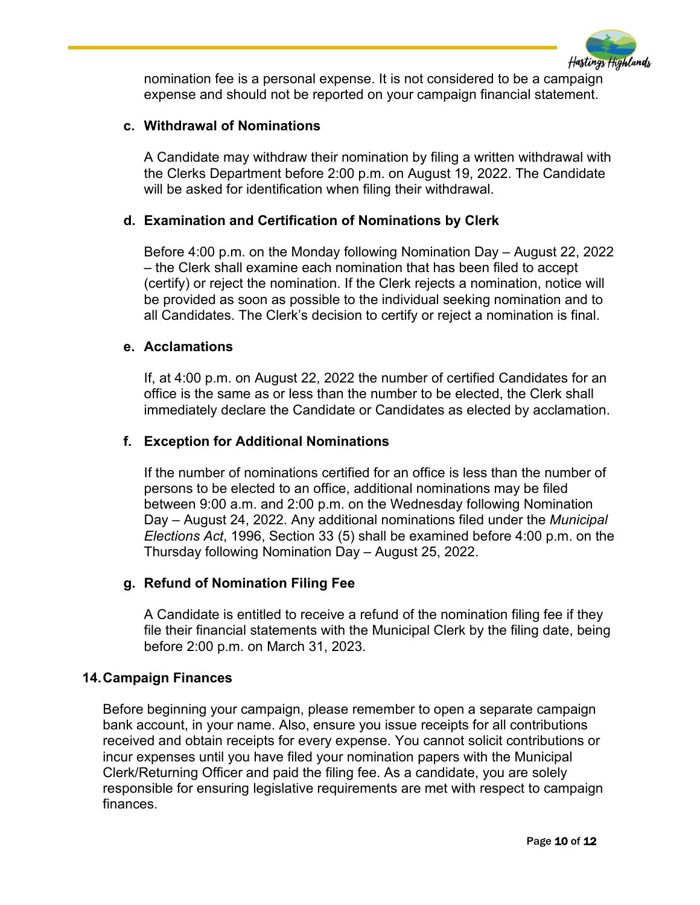nomination fee is a personal expense. It is not considered to be a campaign expense and should not be reported on your campaign financial statement.

### c. Withdrawal of Nominations

A Candidate may withdraw their nomination by filing a written withdrawal with the Clerks Department before 2:00 p.m. on August 19, 2022. The Candidate will be asked for identification when filing their withdrawal.

### d. Examination and Certification of Nominations by Clerk

Before 4:00 p.m. on the Monday following Nomination Day – August 22, 2022 – the Clerk shall examine each nomination that has been filed to accept (certify) or reject the nomination. If the Clerk rejects a nomination, notice will be provided as soon as possible to the individual seeking nomination and to all Candidates. The Clerk's decision to certify or reject a nomination is final.

### e. Acclamations

If, at 4:00 p.m. on August 22, 2022 the number of certified Candidates for an office is the same as or less than the number to be elected, the Clerk shall immediately declare the Candidate or Candidates as elected by acclamation.

### f. Exception for Additional Nominations

If the number of nominations certified for an office is less than the number of persons to be elected to an office, additional nominations may be filed between 9:00 a.m. and 2:00 p.m. on the Wednesday following Nomination Day – August 24, 2022. Any additional nominations filed under the *Municipal Elections Act*, 1996, Section 33 (5) shall be examined before 4:00 p.m. on the Thursday following Nomination Day – August 25, 2022.

### g. Refund of Nomination Filing Fee

A Candidate is entitled to receive a refund of the nomination filing fee if they file their financial statements with the Municipal Clerk by the filing date, being before 2:00 p.m. on March 31, 2023.

## 14. Campaign Finances

Before beginning your campaign, please remember to open a separate campaign bank account, in your name. Also, ensure you issue receipts for all contributions received and obtain receipts for every expense. You cannot solicit contributions or incur expenses until you have filed your nomination papers with the Municipal Clerk/Returning Officer and paid the filing fee. As a candidate, you are solely responsible for ensuring legislative requirements are met with respect to campaign finances.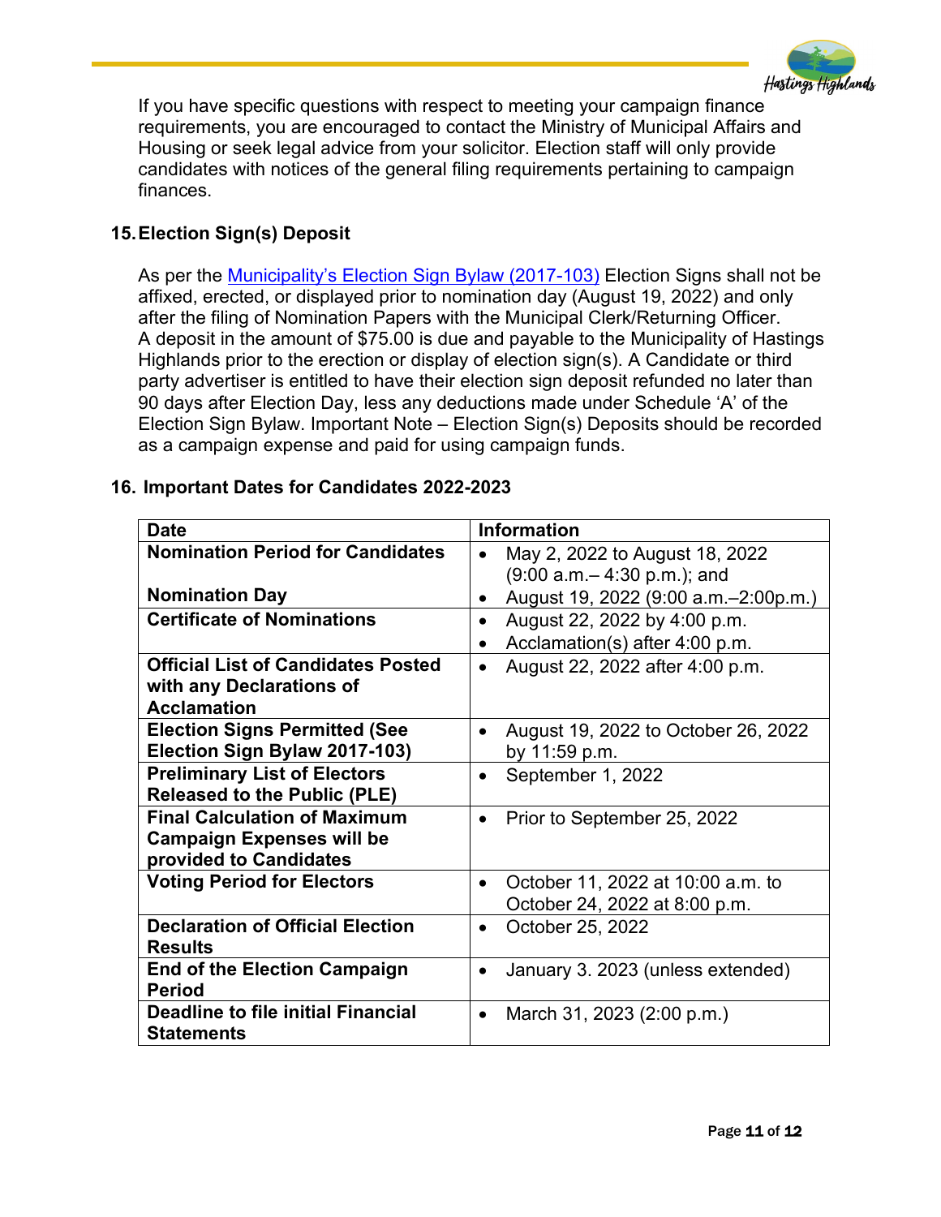If you have specific questions with respect to meeting your campaign finance requirements, you are encouraged to contact the Ministry of Municipal Affairs and Housing or seek legal advice from your solicitor. Election staff will only provide candidates with notices of the general filing requirements pertaining to campaign finances.

## 15. Election Sign(s) Deposit

As per the Municipality's Election Sign Bylaw (2017-103) Election Signs shall not be affixed, erected, or displayed prior to nomination day (August 19, 2022) and only after the filing of Nomination Papers with the Municipal Clerk/Returning Officer. A deposit in the amount of $75.00 is due and payable to the Municipality of Hastings Highlands prior to the erection or display of election sign(s). A Candidate or third party advertiser is entitled to have their election sign deposit refunded no later than 90 days after Election Day, less any deductions made under Schedule 'A' of the Election Sign Bylaw. Important Note – Election Sign(s) Deposits should be recorded as a campaign expense and paid for using campaign funds.

## 16. Important Dates for Candidates 2022-2023

| Date | Information |
|---|---|
| **Nomination Period for Candidates**<br><br>**Nomination Day** | • May 2, 2022 to August 18, 2022 (9:00 a.m.– 4:30 p.m.); and<br>• August 19, 2022 (9:00 a.m.–2:00p.m.) |
| **Certificate of Nominations** | • August 22, 2022 by 4:00 p.m.<br>• Acclamation(s) after 4:00 p.m. |
| **Official List of Candidates Posted with any Declarations of Acclamation** | • August 22, 2022 after 4:00 p.m. |
| **Election Signs Permitted (See Election Sign Bylaw 2017-103)** | • August 19, 2022 to October 26, 2022 by 11:59 p.m. |
| **Preliminary List of Electors Released to the Public (PLE)** | • September 1, 2022 |
| **Final Calculation of Maximum Campaign Expenses will be provided to Candidates** | • Prior to September 25, 2022 |
| **Voting Period for Electors** | • October 11, 2022 at 10:00 a.m. to October 24, 2022 at 8:00 p.m. |
| **Declaration of Official Election Results** | • October 25, 2022 |
| **End of the Election Campaign Period** | • January 3. 2023 (unless extended) |
| **Deadline to file initial Financial Statements** | • March 31, 2023 (2:00 p.m.) |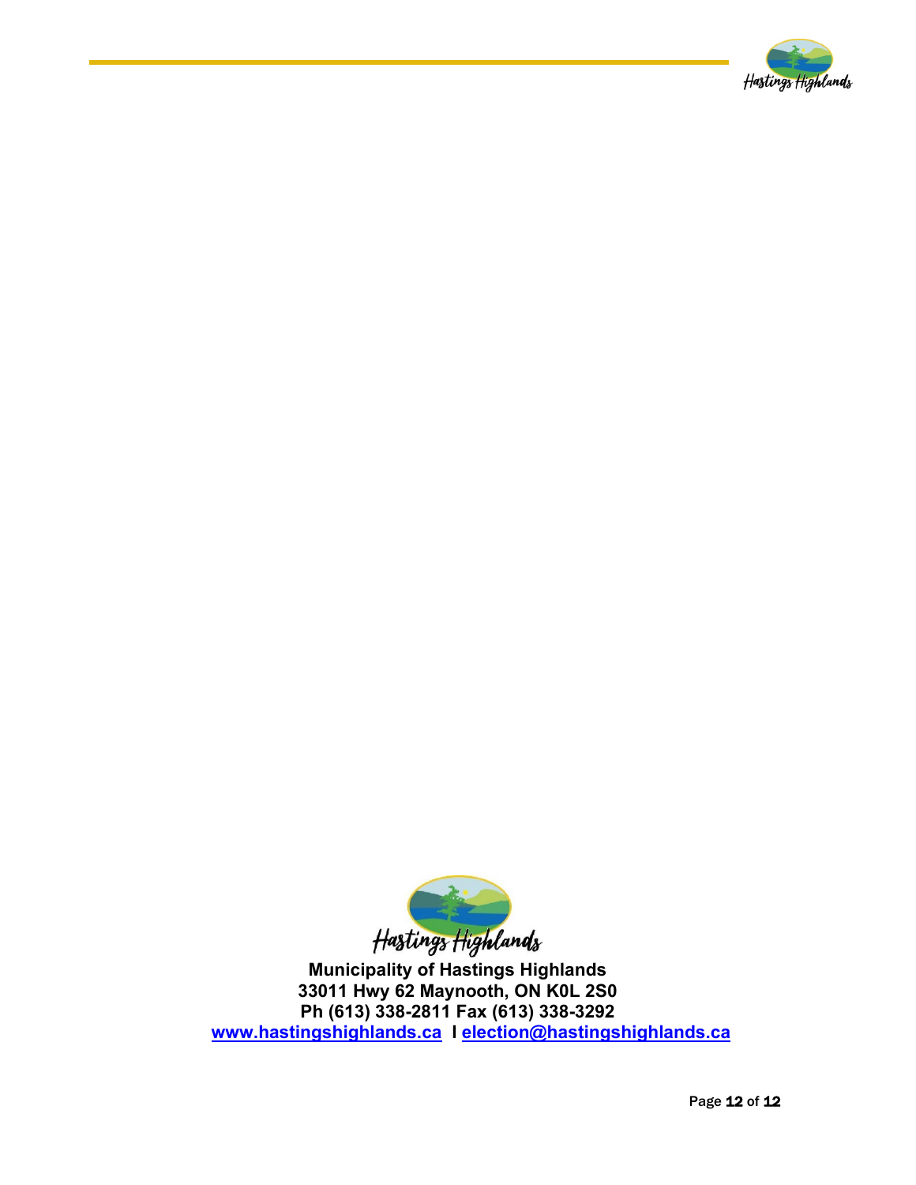**Municipality of Hastings Highlands**
**33011 Hwy 62 Maynooth, ON K0L 2S0**
**Ph (613) 338-2811 Fax (613) 338-3292**
**[www.hastingshighlands.ca](http://www.hastingshighlands.ca) I [election@hastingshighlands.ca](mailto:election@hastingshighlands.ca)**